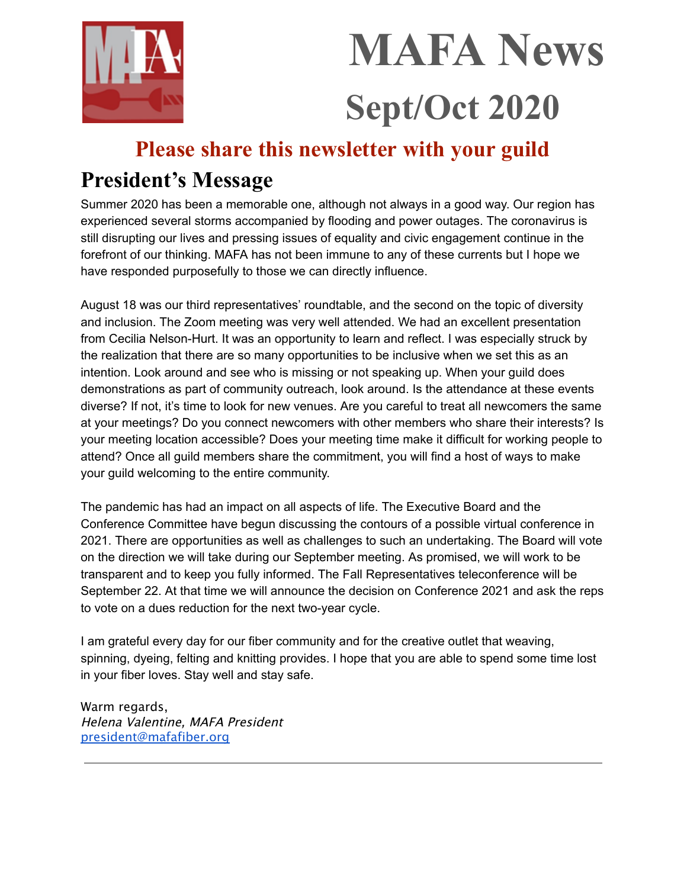# MAFA News

## Sept/Oct 2020

**Please share this newsletter with your guild**

## President's Message

Summer 2020 has been a memorable one, although not always in a good way. Our region has experienced several storms accompanied by flooding and power outages. The coronavirus is still disrupting our lives and pressing issues of equality and civic engagement continue in the forefront of our thinking. MAFA has not been immune to any of these currents but I hope we have responded purposefully to those we can directly influence.

August 18 was our third representatives' roundtable, and the second on the topic of diversity and inclusion. The Zoom meeting was very well attended. We had an excellent presentation from Cecilia Nelson-Hurt. It was an opportunity to learn and reflect. I was especially struck by the realization that there are so many opportunities to be inclusive when we set this as an intention. Look around and see who is missing or not speaking up. When your guild does demonstrations as part of community outreach, look around. Is the attendance at these events diverse? If not, it's time to look for new venues. Are you careful to treat all newcomers the same at your meetings? Do you connect newcomers with other members who share their interests? Is your meeting location accessible? Does your meeting time make it difficult for working people to attend? Once all guild members share the commitment, you will find a host of ways to make your guild welcoming to the entire community.

The pandemic has had an impact on all aspects of life. The Executive Board and the Conference Committee have begun discussing the contours of a possible virtual conference in 2021. There are opportunities as well as challenges to such an undertaking. The Board will vote on the direction we will take during our September meeting. As promised, we will work to be transparent and to keep you fully informed. The Fall Representatives teleconference will be September 22. At that time we will announce the decision on Conference 2021 and ask the reps to vote on a dues reduction for the next two-year cycle.

I am grateful every day for our fiber community and for the creative outlet that weaving, spinning, dyeing, felting and knitting provides. I hope that you are able to spend some time lost in your fiber loves. Stay well and stay safe.

Warm regards,
*Helena Valentine, MAFA President*
president@mafafiber.org

---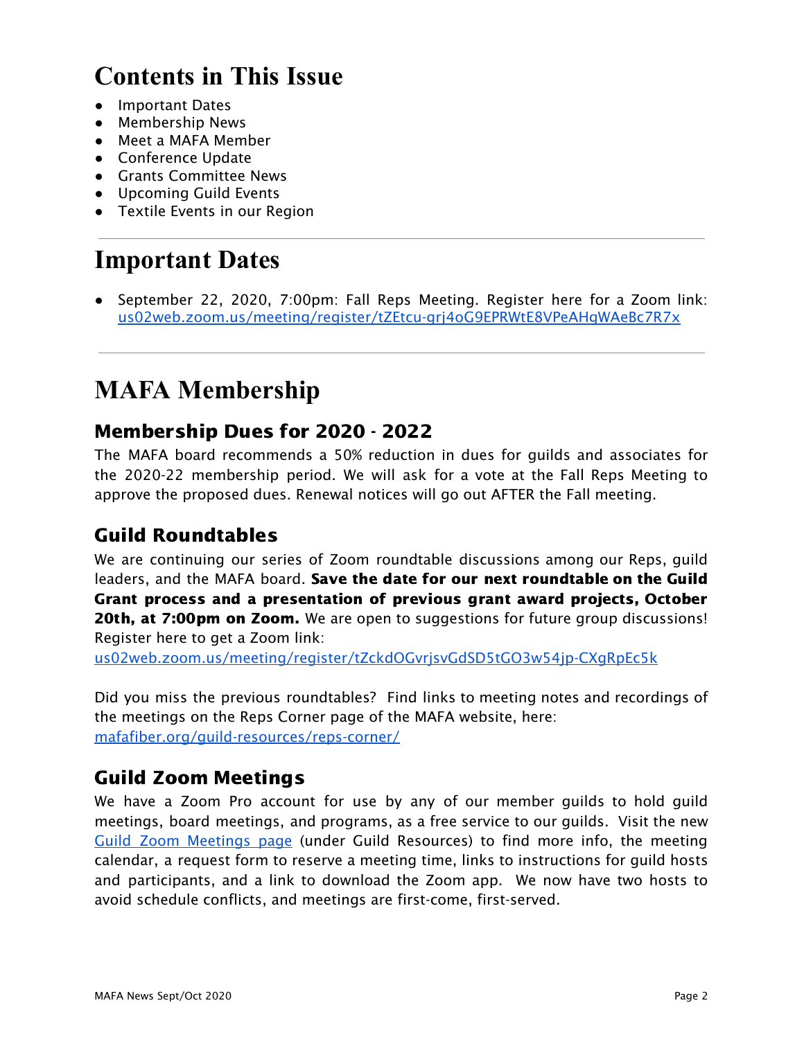# Contents in This Issue

- Important Dates
- Membership News
- Meet a MAFA Member
- Conference Update
- Grants Committee News
- Upcoming Guild Events
- Textile Events in our Region

---

# Important Dates

- September 22, 2020, 7:00pm: Fall Reps Meeting. Register here for a Zoom link: [us02web.zoom.us/meeting/register/tZEtcu-grj4oG9EPRWtE8VPeAHgWAeBc7R7x](us02web.zoom.us/meeting/register/tZEtcu-grj4oG9EPRWtE8VPeAHgWAeBc7R7x)

---

# MAFA Membership

## Membership Dues for 2020 - 2022

The MAFA board recommends a 50% reduction in dues for guilds and associates for the 2020-22 membership period. We will ask for a vote at the Fall Reps Meeting to approve the proposed dues. Renewal notices will go out AFTER the Fall meeting.

## Guild Roundtables

We are continuing our series of Zoom roundtable discussions among our Reps, guild leaders, and the MAFA board. **Save the date for our next roundtable on the Guild Grant process and a presentation of previous grant award projects, October 20th, at 7:00pm on Zoom.** We are open to suggestions for future group discussions! Register here to get a Zoom link:
[us02web.zoom.us/meeting/register/tZckdOGvrjsvGdSD5tGO3w54jp-CXgRpEc5k](us02web.zoom.us/meeting/register/tZckdOGvrjsvGdSD5tGO3w54jp-CXgRpEc5k)

Did you miss the previous roundtables? Find links to meeting notes and recordings of the meetings on the Reps Corner page of the MAFA website, here:
[mafafiber.org/guild-resources/reps-corner/](mafafiber.org/guild-resources/reps-corner/)

## Guild Zoom Meetings

We have a Zoom Pro account for use by any of our member guilds to hold guild meetings, board meetings, and programs, as a free service to our guilds. Visit the new Guild Zoom Meetings page (under Guild Resources) to find more info, the meeting calendar, a request form to reserve a meeting time, links to instructions for guild hosts and participants, and a link to download the Zoom app. We now have two hosts to avoid schedule conflicts, and meetings are first-come, first-served.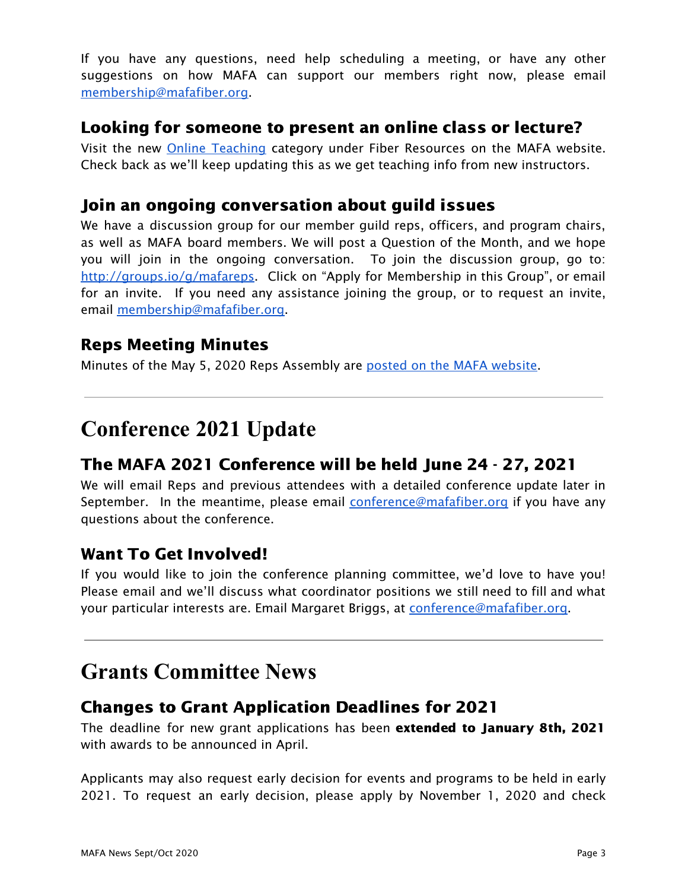If you have any questions, need help scheduling a meeting, or have any other suggestions on how MAFA can support our members right now, please email [membership@mafafiber.org](mailto:membership@mafafiber.org).

### Looking for someone to present an online class or lecture?

Visit the new [Online Teaching](#) category under Fiber Resources on the MAFA website. Check back as we'll keep updating this as we get teaching info from new instructors.

### Join an ongoing conversation about guild issues

We have a discussion group for our member guild reps, officers, and program chairs, as well as MAFA board members. We will post a Question of the Month, and we hope you will join in the ongoing conversation. To join the discussion group, go to: [http://groups.io/g/mafareps](http://groups.io/g/mafareps). Click on "Apply for Membership in this Group", or email for an invite. If you need any assistance joining the group, or to request an invite, email [membership@mafafiber.org](mailto:membership@mafafiber.org).

### Reps Meeting Minutes

Minutes of the May 5, 2020 Reps Assembly are [posted on the MAFA website](#).

---

## Conference 2021 Update

### The MAFA 2021 Conference will be held June 24 - 27, 2021

We will email Reps and previous attendees with a detailed conference update later in September. In the meantime, please email [conference@mafafiber.org](mailto:conference@mafafiber.org) if you have any questions about the conference.

### Want To Get Involved!

If you would like to join the conference planning committee, we'd love to have you! Please email and we'll discuss what coordinator positions we still need to fill and what your particular interests are. Email Margaret Briggs, at [conference@mafafiber.org](mailto:conference@mafafiber.org).

---

## Grants Committee News

### Changes to Grant Application Deadlines for 2021

The deadline for new grant applications has been **extended to January 8th, 2021** with awards to be announced in April.

Applicants may also request early decision for events and programs to be held in early 2021. To request an early decision, please apply by November 1, 2020 and check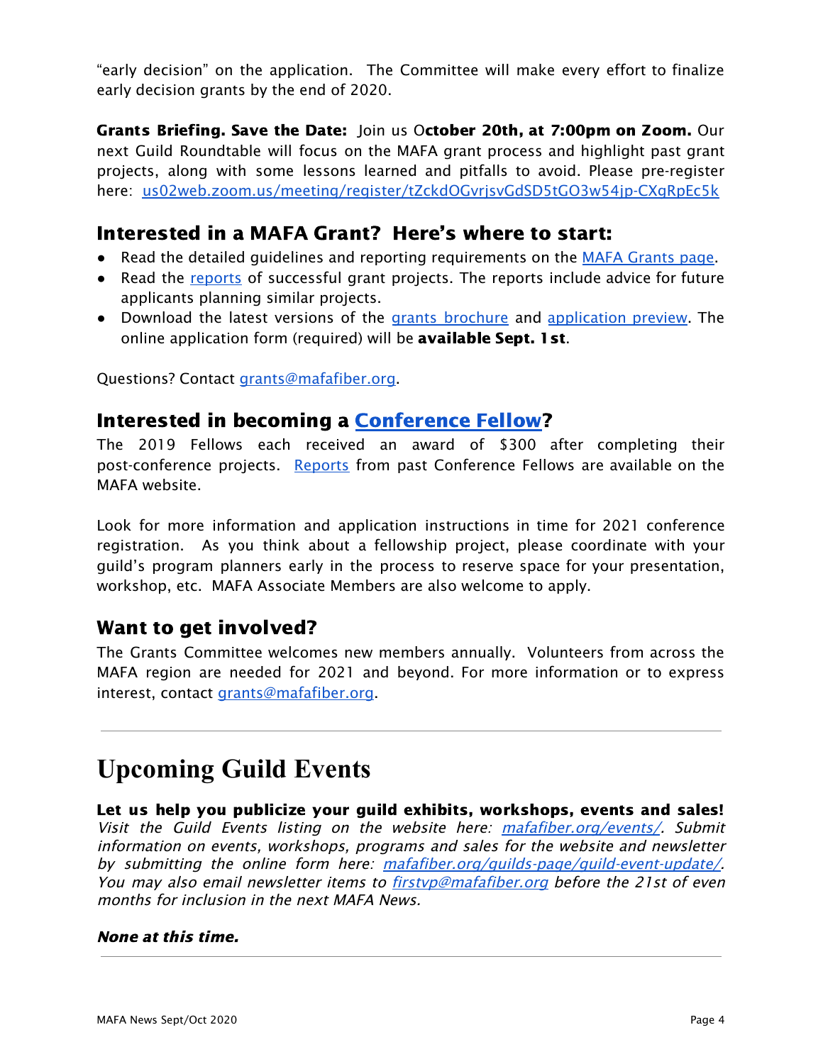"early decision" on the application. The Committee will make every effort to finalize early decision grants by the end of 2020.

**Grants Briefing. Save the Date:** Join us O**ctober 20th, at 7:00pm on Zoom.** Our next Guild Roundtable will focus on the MAFA grant process and highlight past grant projects, along with some lessons learned and pitfalls to avoid. Please pre-register here: us02web.zoom.us/meeting/register/tZckdOGvrjsvGdSD5tGO3w54jp-CXgRpEc5k

## Interested in a MAFA Grant? Here's where to start:

- Read the detailed guidelines and reporting requirements on the MAFA Grants page.
- Read the reports of successful grant projects. The reports include advice for future applicants planning similar projects.
- Download the latest versions of the grants brochure and application preview. The online application form (required) will be **available Sept. 1st**.

Questions? Contact grants@mafafiber.org.

## Interested in becoming a Conference Fellow?

The 2019 Fellows each received an award of $300 after completing their post-conference projects. Reports from past Conference Fellows are available on the MAFA website.

Look for more information and application instructions in time for 2021 conference registration. As you think about a fellowship project, please coordinate with your guild's program planners early in the process to reserve space for your presentation, workshop, etc. MAFA Associate Members are also welcome to apply.

## Want to get involved?

The Grants Committee welcomes new members annually. Volunteers from across the MAFA region are needed for 2021 and beyond. For more information or to express interest, contact grants@mafafiber.org.

---

# Upcoming Guild Events

**Let us help you publicize your guild exhibits, workshops, events and sales!**
*Visit the Guild Events listing on the website here: mafafiber.org/events/. Submit information on events, workshops, programs and sales for the website and newsletter by submitting the online form here: mafafiber.org/guilds-page/guild-event-update/. You may also email newsletter items to firstvp@mafafiber.org before the 21st of even months for inclusion in the next MAFA News.*

***None at this time.***

---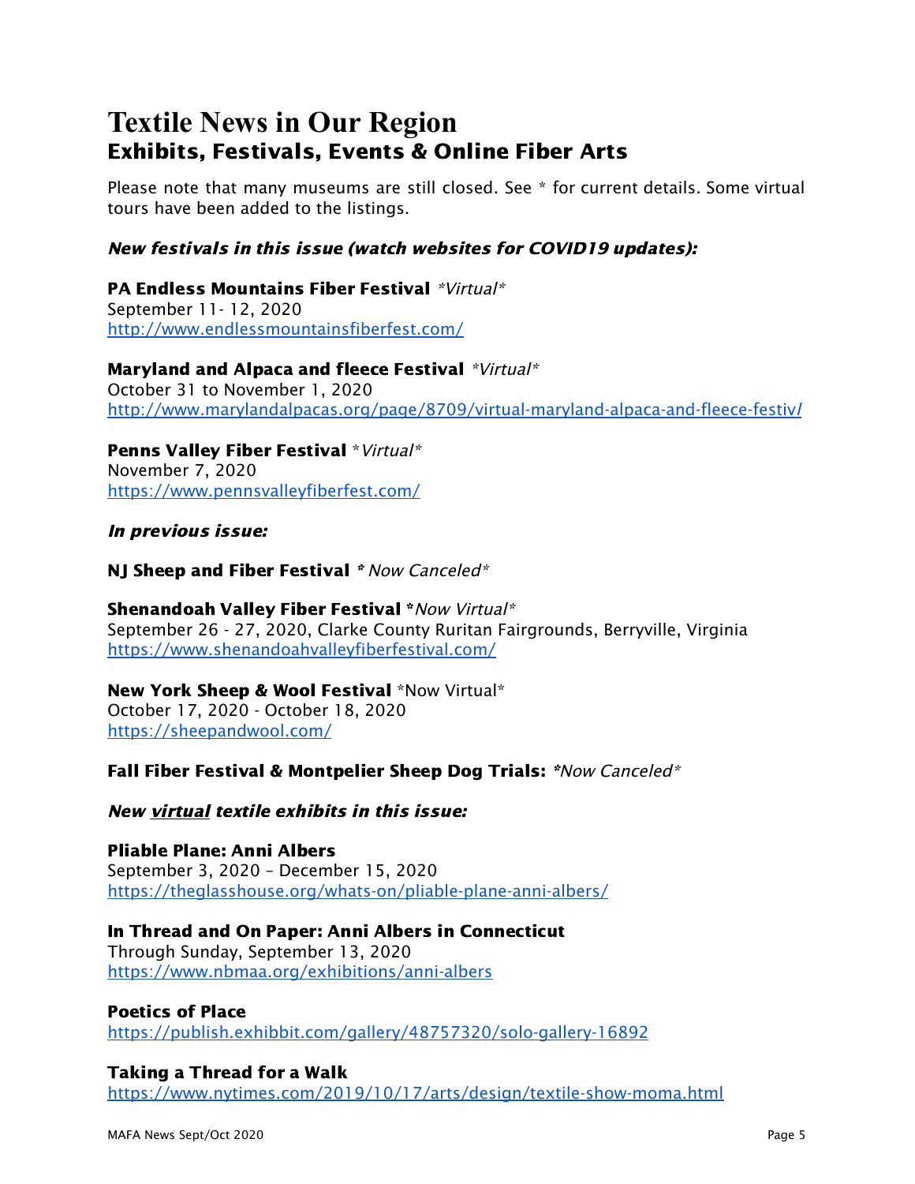# Textile News in Our Region

## Exhibits, Festivals, Events & Online Fiber Arts

Please note that many museums are still closed. See * for current details. Some virtual tours have been added to the listings.

***New festivals in this issue (watch websites for COVID19 updates):***

**PA Endless Mountains Fiber Festival** *\*Virtual\**
September 11- 12, 2020
http://www.endlessmountainsfiberfest.com/

**Maryland and Alpaca and fleece Festival** *\*Virtual\**
October 31 to November 1, 2020
http://www.marylandalpacas.org/page/8709/virtual-maryland-alpaca-and-fleece-festiv/

**Penns Valley Fiber Festival** *\*Virtual\**
November 7, 2020
https://www.pennsvalleyfiberfest.com/

***In previous issue:***

**NJ Sheep and Fiber Festival** *\* Now Canceled\**

**Shenandoah Valley Fiber Festival** *\*Now Virtual\**
September 26 - 27, 2020, Clarke County Ruritan Fairgrounds, Berryville, Virginia
https://www.shenandoahvalleyfiberfestival.com/

**New York Sheep & Wool Festival** \*Now Virtual\*
October 17, 2020 - October 18, 2020
https://sheepandwool.com/

**Fall Fiber Festival & Montpelier Sheep Dog Trials:** *\*Now Canceled\**

***New <u>virtual</u> textile exhibits in this issue:***

**Pliable Plane: Anni Albers**
September 3, 2020 – December 15, 2020
https://theglasshouse.org/whats-on/pliable-plane-anni-albers/

**In Thread and On Paper: Anni Albers in Connecticut**
Through Sunday, September 13, 2020
https://www.nbmaa.org/exhibitions/anni-albers

**Poetics of Place**
https://publish.exhibbit.com/gallery/48757320/solo-gallery-16892

**Taking a Thread for a Walk**
https://www.nytimes.com/2019/10/17/arts/design/textile-show-moma.html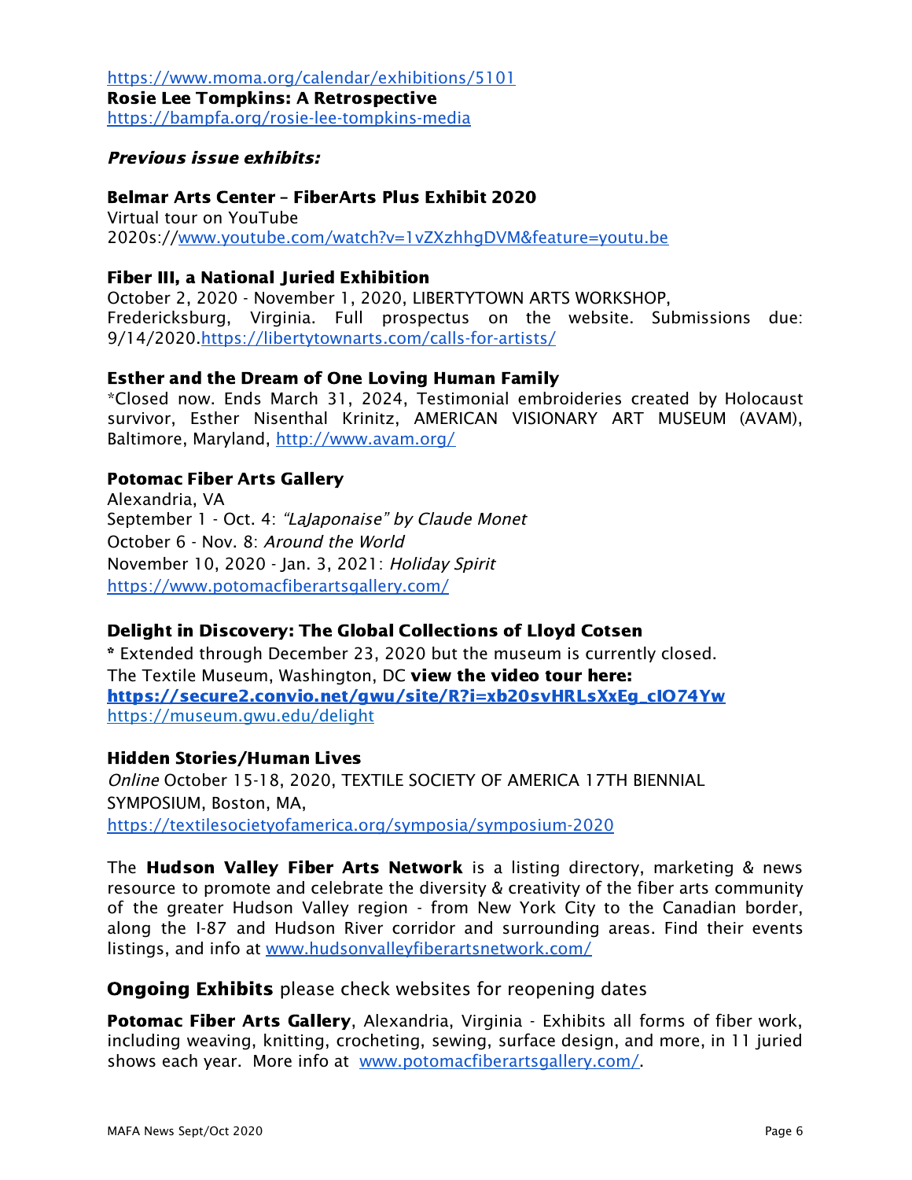https://www.moma.org/calendar/exhibitions/5101

**Rosie Lee Tompkins: A Retrospective**
https://bampfa.org/rosie-lee-tompkins-media

***Previous issue exhibits:***

**Belmar Arts Center – FiberArts Plus Exhibit 2020**
Virtual tour on YouTube
2020s://www.youtube.com/watch?v=1vZXzhhgDVM&feature=youtu.be

**Fiber III, a National Juried Exhibition**
October 2, 2020 - November 1, 2020, LIBERTYTOWN ARTS WORKSHOP, Fredericksburg, Virginia. Full prospectus on the website. Submissions due: 9/14/2020.https://libertytownarts.com/calls-for-artists/

**Esther and the Dream of One Loving Human Family**
*Closed now. Ends March 31, 2024, Testimonial embroideries created by Holocaust survivor, Esther Nisenthal Krinitz, AMERICAN VISIONARY ART MUSEUM (AVAM), Baltimore, Maryland, http://www.avam.org/

**Potomac Fiber Arts Gallery**
Alexandria, VA
September 1 - Oct. 4: *"LaJaponaise" by Claude Monet*
October 6 - Nov. 8: *Around the World*
November 10, 2020 - Jan. 3, 2021: *Holiday Spirit*
https://www.potomacfiberartsgallery.com/

**Delight in Discovery: The Global Collections of Lloyd Cotsen**
**\*** Extended through December 23, 2020 but the museum is currently closed.
The Textile Museum, Washington, DC **view the video tour here:**
**https://secure2.convio.net/gwu/site/R?i=xb20svHRLsXxEg_cIO74Yw**
https://museum.gwu.edu/delight

**Hidden Stories/Human Lives**
*Online* October 15-18, 2020, TEXTILE SOCIETY OF AMERICA 17TH BIENNIAL SYMPOSIUM, Boston, MA,
https://textilesocietyofamerica.org/symposia/symposium-2020

The **Hudson Valley Fiber Arts Network** is a listing directory, marketing & news resource to promote and celebrate the diversity & creativity of the fiber arts community of the greater Hudson Valley region - from New York City to the Canadian border, along the I-87 and Hudson River corridor and surrounding areas. Find their events listings, and info at www.hudsonvalleyfiberartsnetwork.com/

**Ongoing Exhibits** please check websites for reopening dates

**Potomac Fiber Arts Gallery**, Alexandria, Virginia - Exhibits all forms of fiber work, including weaving, knitting, crocheting, sewing, surface design, and more, in 11 juried shows each year. More info at www.potomacfiberartsgallery.com/.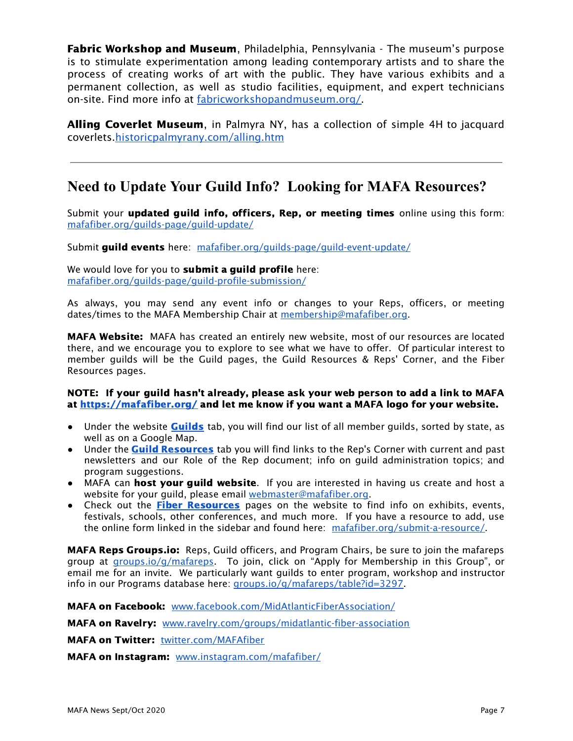**Fabric Workshop and Museum**, Philadelphia, Pennsylvania - The museum's purpose is to stimulate experimentation among leading contemporary artists and to share the process of creating works of art with the public. They have various exhibits and a permanent collection, as well as studio facilities, equipment, and expert technicians on-site. Find more info at fabricworkshopandmuseum.org/.

**Alling Coverlet Museum**, in Palmyra NY, has a collection of simple 4H to jacquard coverlets.historicpalmyrany.com/alling.htm

---

## Need to Update Your Guild Info? Looking for MAFA Resources?

Submit your **updated guild info, officers, Rep, or meeting times** online using this form: mafafiber.org/guilds-page/guild-update/

Submit **guild events** here: mafafiber.org/guilds-page/guild-event-update/

We would love for you to **submit a guild profile** here: mafafiber.org/guilds-page/guild-profile-submission/

As always, you may send any event info or changes to your Reps, officers, or meeting dates/times to the MAFA Membership Chair at membership@mafafiber.org.

**MAFA Website:** MAFA has created an entirely new website, most of our resources are located there, and we encourage you to explore to see what we have to offer. Of particular interest to member guilds will be the Guild pages, the Guild Resources & Reps' Corner, and the Fiber Resources pages.

**NOTE: If your guild hasn't already, please ask your web person to add a link to MAFA at https://mafafiber.org/ and let me know if you want a MAFA logo for your website.**

- Under the website **Guilds** tab, you will find our list of all member guilds, sorted by state, as well as on a Google Map.
- Under the **Guild Resources** tab you will find links to the Rep's Corner with current and past newsletters and our Role of the Rep document; info on guild administration topics; and program suggestions.
- MAFA can **host your guild website**. If you are interested in having us create and host a website for your guild, please email webmaster@mafafiber.org.
- Check out the **Fiber Resources** pages on the website to find info on exhibits, events, festivals, schools, other conferences, and much more. If you have a resource to add, use the online form linked in the sidebar and found here: mafafiber.org/submit-a-resource/.

**MAFA Reps Groups.io:** Reps, Guild officers, and Program Chairs, be sure to join the mafareps group at groups.io/g/mafareps. To join, click on "Apply for Membership in this Group", or email me for an invite. We particularly want guilds to enter program, workshop and instructor info in our Programs database here: groups.io/g/mafareps/table?id=3297.

**MAFA on Facebook:** www.facebook.com/MidAtlanticFiberAssociation/

**MAFA on Ravelry:** www.ravelry.com/groups/midatlantic-fiber-association

**MAFA on Twitter:** twitter.com/MAFAfiber

**MAFA on Instagram:** www.instagram.com/mafafiber/